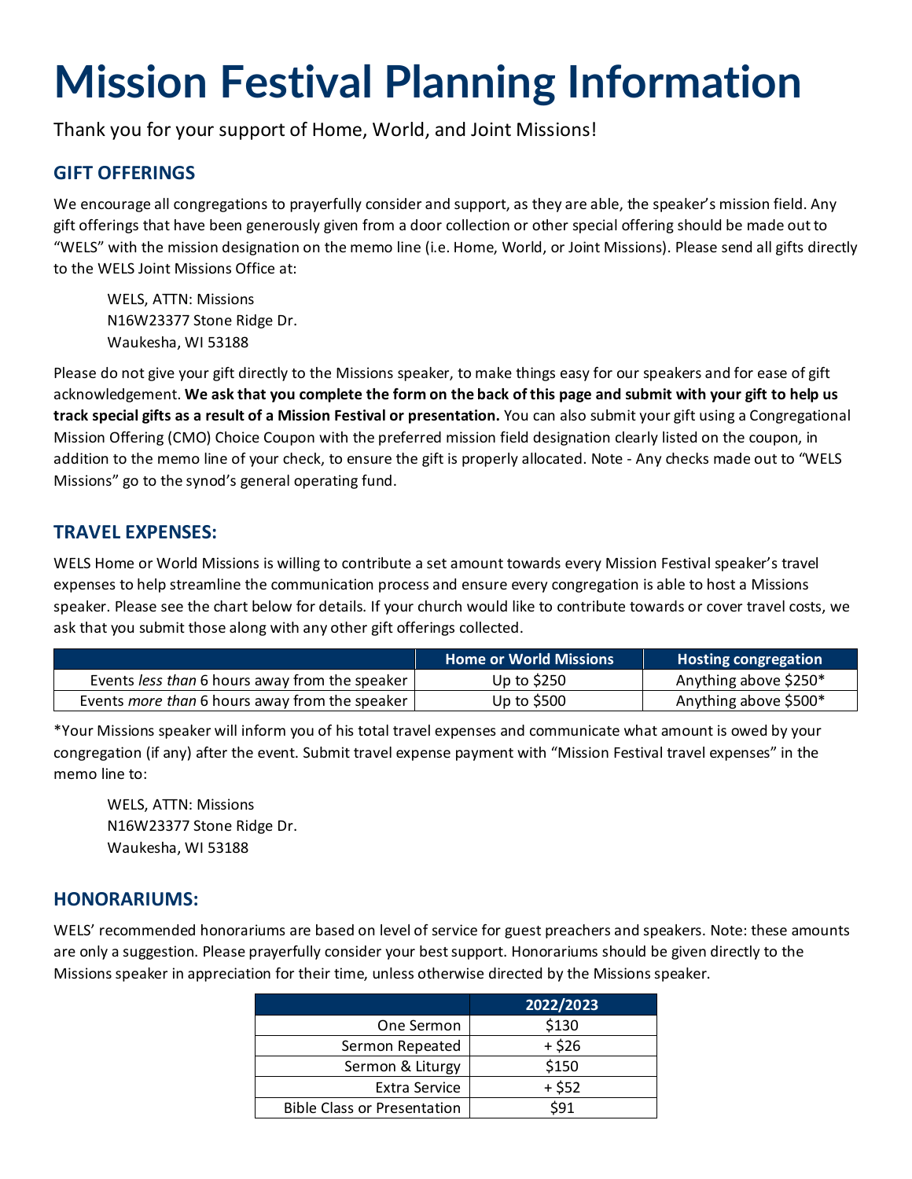# Mission Festival Planning Information

Thank you for your support of Home, World, and Joint Missions!

## GIFT OFFERINGS

We encourage all congregations to prayerfully consider and support, as they are able, the speaker's mission field. Any gift offerings that have been generously given from a door collection or other special offering should be made out to "WELS" with the mission designation on the memo line (i.e. Home, World, or Joint Missions). Please send all gifts directly to the WELS Joint Missions Office at:

WELS, ATTN: Missions
N16W23377 Stone Ridge Dr.
Waukesha, WI 53188

Please do not give your gift directly to the Missions speaker, to make things easy for our speakers and for ease of gift acknowledgement. **We ask that you complete the form on the back of this page and submit with your gift to help us track special gifts as a result of a Mission Festival or presentation.** You can also submit your gift using a Congregational Mission Offering (CMO) Choice Coupon with the preferred mission field designation clearly listed on the coupon, in addition to the memo line of your check, to ensure the gift is properly allocated. Note - Any checks made out to "WELS Missions" go to the synod's general operating fund.

## TRAVEL EXPENSES:

WELS Home or World Missions is willing to contribute a set amount towards every Mission Festival speaker's travel expenses to help streamline the communication process and ensure every congregation is able to host a Missions speaker. Please see the chart below for details. If your church would like to contribute towards or cover travel costs, we ask that you submit those along with any other gift offerings collected.

| | Home or World Missions | Hosting congregation |
|---|---|---|
| Events *less than* 6 hours away from the speaker | Up to $250 | Anything above $250* |
| Events *more than* 6 hours away from the speaker | Up to $500 | Anything above $500* |

*Your Missions speaker will inform you of his total travel expenses and communicate what amount is owed by your congregation (if any) after the event. Submit travel expense payment with "Mission Festival travel expenses" in the memo line to:

WELS, ATTN: Missions
N16W23377 Stone Ridge Dr.
Waukesha, WI 53188

## HONORARIUMS:

WELS' recommended honorariums are based on level of service for guest preachers and speakers. Note: these amounts are only a suggestion. Please prayerfully consider your best support. Honorariums should be given directly to the Missions speaker in appreciation for their time, unless otherwise directed by the Missions speaker.

| | 2022/2023 |
|---|---|
| One Sermon | $130 |
| Sermon Repeated | + $26 |
| Sermon & Liturgy | $150 |
| Extra Service | + $52 |
| Bible Class or Presentation | $91 |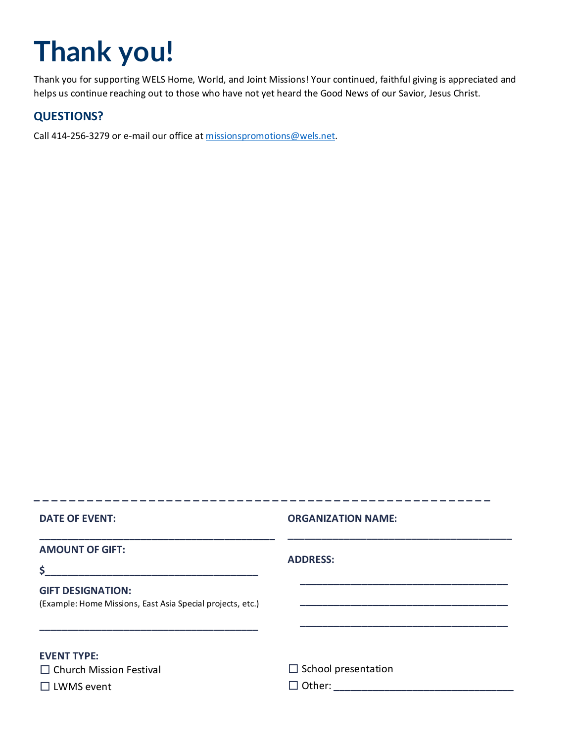# Thank you!

Thank you for supporting WELS Home, World, and Joint Missions! Your continued, faithful giving is appreciated and helps us continue reaching out to those who have not yet heard the Good News of our Savior, Jesus Christ.

## QUESTIONS?

Call 414-256-3279 or e-mail our office at missionspromotions@wels.net.

_ _ _ _ _ _ _ _ _ _ _ _ _ _ _ _ _ _ _ _ _ _ _ _ _ _ _ _ _ _ _ _ _ _ _ _ _ _ _ _ _ _ _ _ _ _ _ _ _ _ _ _

**DATE OF EVENT:**

_______________________________________

**AMOUNT OF GIFT:**

**$**____________________________________

**GIFT DESIGNATION:**
(Example: Home Missions, East Asia Special projects, etc.)

____________________________________

**ORGANIZATION NAME:**

_____________________________________

**ADDRESS:**

__________________________________

__________________________________

__________________________________

**EVENT TYPE:**

☐ Church Mission Festival

☐ LWMS event

☐ School presentation

☐ Other: ______________________________